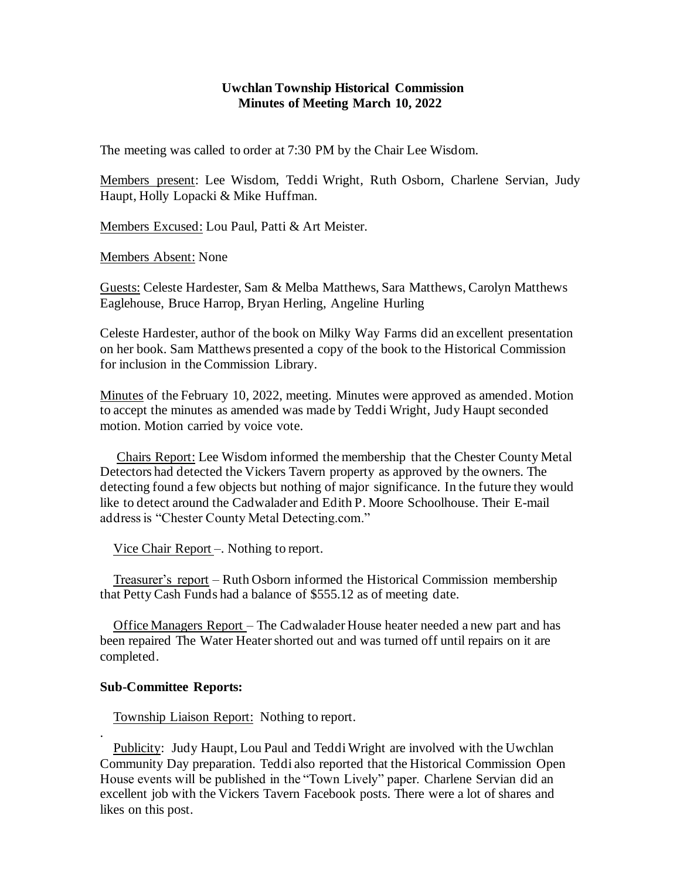**Uwchlan Township Historical Commission**
**Minutes of Meeting March 10, 2022**

The meeting was called to order at 7:30 PM by the Chair Lee Wisdom.

Members present: Lee Wisdom, Teddi Wright, Ruth Osborn, Charlene Servian, Judy Haupt, Holly Lopacki & Mike Huffman.

Members Excused: Lou Paul, Patti & Art Meister.

Members Absent: None

Guests: Celeste Hardester, Sam & Melba Matthews, Sara Matthews, Carolyn Matthews Eaglehouse, Bruce Harrop, Bryan Herling, Angeline Hurling

Celeste Hardester, author of the book on Milky Way Farms did an excellent presentation on her book. Sam Matthews presented a copy of the book to the Historical Commission for inclusion in the Commission Library.

Minutes of the February 10, 2022, meeting. Minutes were approved as amended. Motion to accept the minutes as amended was made by Teddi Wright, Judy Haupt seconded motion. Motion carried by voice vote.

Chairs Report: Lee Wisdom informed the membership that the Chester County Metal Detectors had detected the Vickers Tavern property as approved by the owners. The detecting found a few objects but nothing of major significance. In the future they would like to detect around the Cadwalader and Edith P. Moore Schoolhouse. Their E-mail address is "Chester County Metal Detecting.com."

Vice Chair Report –. Nothing to report.

Treasurer's report – Ruth Osborn informed the Historical Commission membership that Petty Cash Funds had a balance of $555.12 as of meeting date.

Office Managers Report – The Cadwalader House heater needed a new part and has been repaired The Water Heater shorted out and was turned off until repairs on it are completed.

**Sub-Committee Reports:**

Township Liaison Report: Nothing to report.

.

Publicity: Judy Haupt, Lou Paul and Teddi Wright are involved with the Uwchlan Community Day preparation. Teddi also reported that the Historical Commission Open House events will be published in the "Town Lively" paper. Charlene Servian did an excellent job with the Vickers Tavern Facebook posts. There were a lot of shares and likes on this post.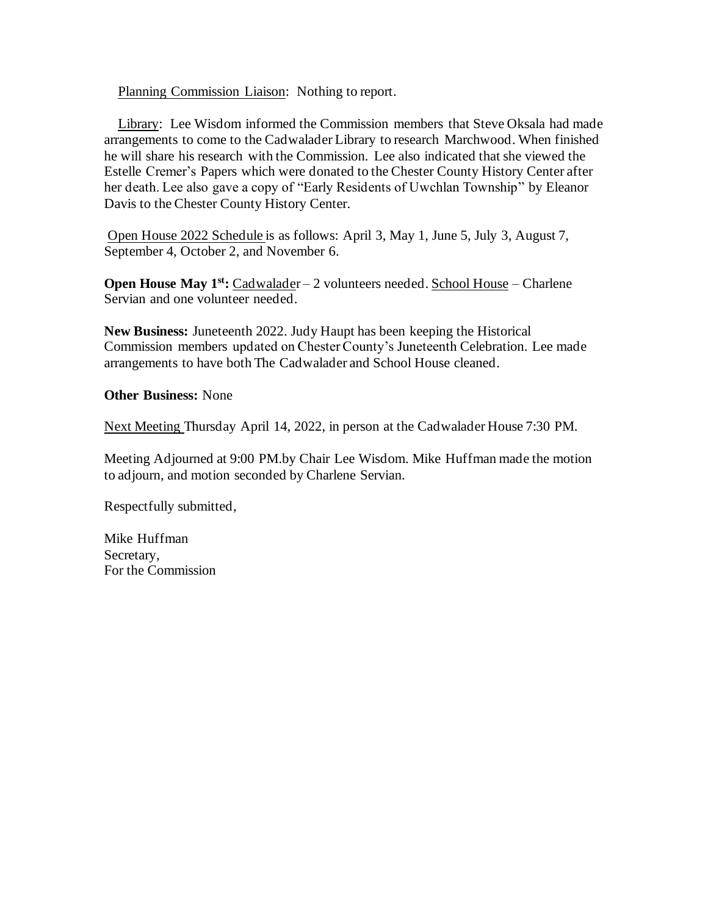<u>Planning Commission Liaison</u>: Nothing to report.

<u>Library</u>: Lee Wisdom informed the Commission members that Steve Oksala had made arrangements to come to the Cadwalader Library to research Marchwood. When finished he will share his research with the Commission. Lee also indicated that she viewed the Estelle Cremer's Papers which were donated to the Chester County History Center after her death. Lee also gave a copy of "Early Residents of Uwchlan Township" by Eleanor Davis to the Chester County History Center.

<u>Open House 2022 Schedule</u> is as follows: April 3, May 1, June 5, July 3, August 7, September 4, October 2, and November 6.

**Open House May 1st:** <u>Cadwalader</u> – 2 volunteers needed. <u>School House</u> – Charlene Servian and one volunteer needed.

**New Business:** Juneteenth 2022. Judy Haupt has been keeping the Historical Commission members updated on Chester County's Juneteenth Celebration. Lee made arrangements to have both The Cadwalader and School House cleaned.

**Other Business:** None

<u>Next Meeting</u> Thursday April 14, 2022, in person at the Cadwalader House 7:30 PM.

Meeting Adjourned at 9:00 PM.by Chair Lee Wisdom. Mike Huffman made the motion to adjourn, and motion seconded by Charlene Servian.

Respectfully submitted,

Mike Huffman
Secretary,
For the Commission